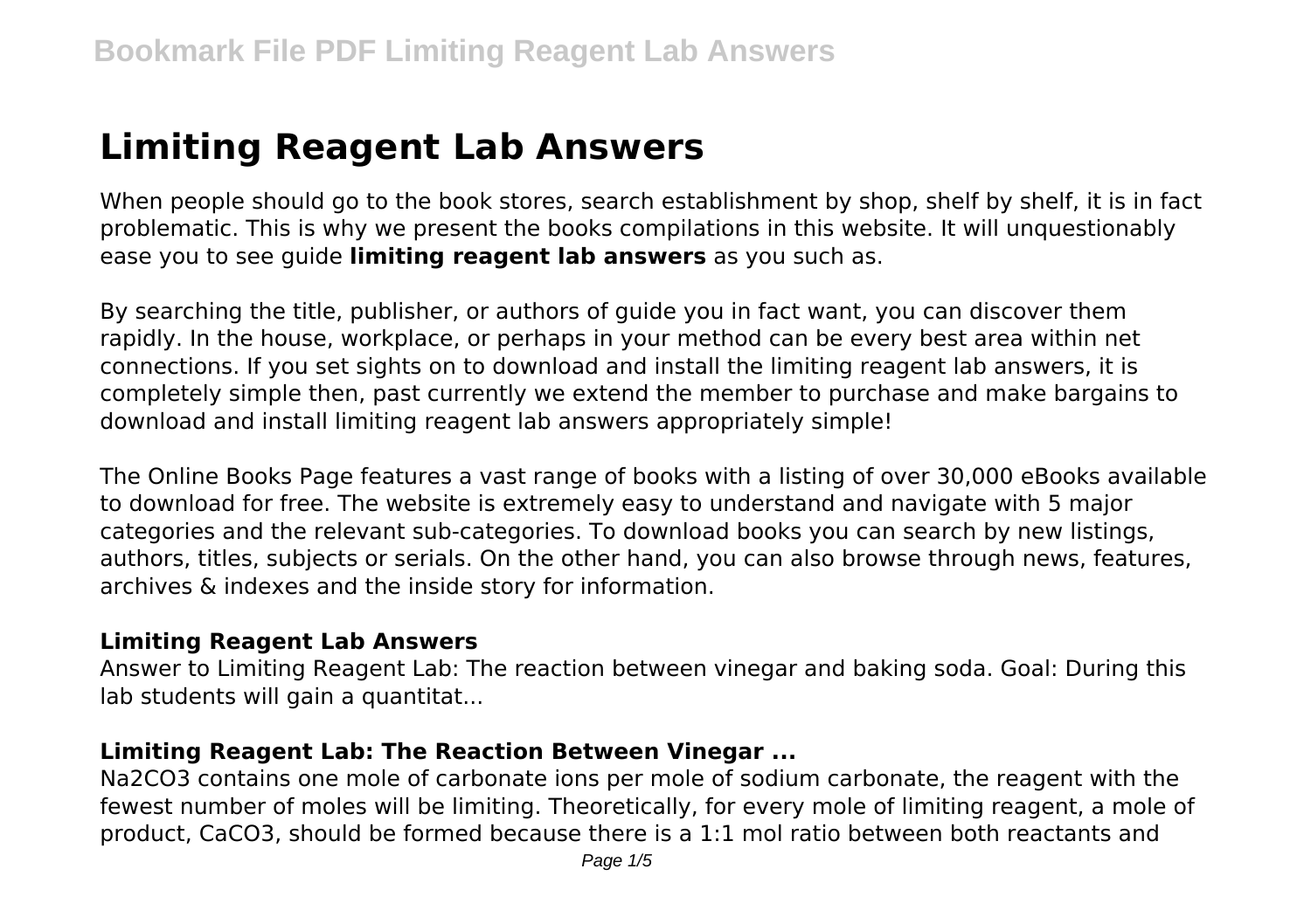# Limiting Reagent Lab Answers

When people should go to the book stores, search establishment by shop, shelf by shelf, it is in fact problematic. This is why we present the books compilations in this website. It will unquestionably ease you to see guide **limiting reagent lab answers** as you such as.

By searching the title, publisher, or authors of guide you in fact want, you can discover them rapidly. In the house, workplace, or perhaps in your method can be every best area within net connections. If you set sights on to download and install the limiting reagent lab answers, it is completely simple then, past currently we extend the member to purchase and make bargains to download and install limiting reagent lab answers appropriately simple!

The Online Books Page features a vast range of books with a listing of over 30,000 eBooks available to download for free. The website is extremely easy to understand and navigate with 5 major categories and the relevant sub-categories. To download books you can search by new listings, authors, titles, subjects or serials. On the other hand, you can also browse through news, features, archives & indexes and the inside story for information.

### Limiting Reagent Lab Answers

Answer to Limiting Reagent Lab: The reaction between vinegar and baking soda. Goal: During this lab students will gain a quantitat...

### Limiting Reagent Lab: The Reaction Between Vinegar ...

$Na_2CO_3$ contains one mole of carbonate ions per mole of sodium carbonate, the reagent with the fewest number of moles will be limiting. Theoretically, for every mole of limiting reagent, a mole of product, $CaCO_3$, should be formed because there is a 1:1 mol ratio between both reactants and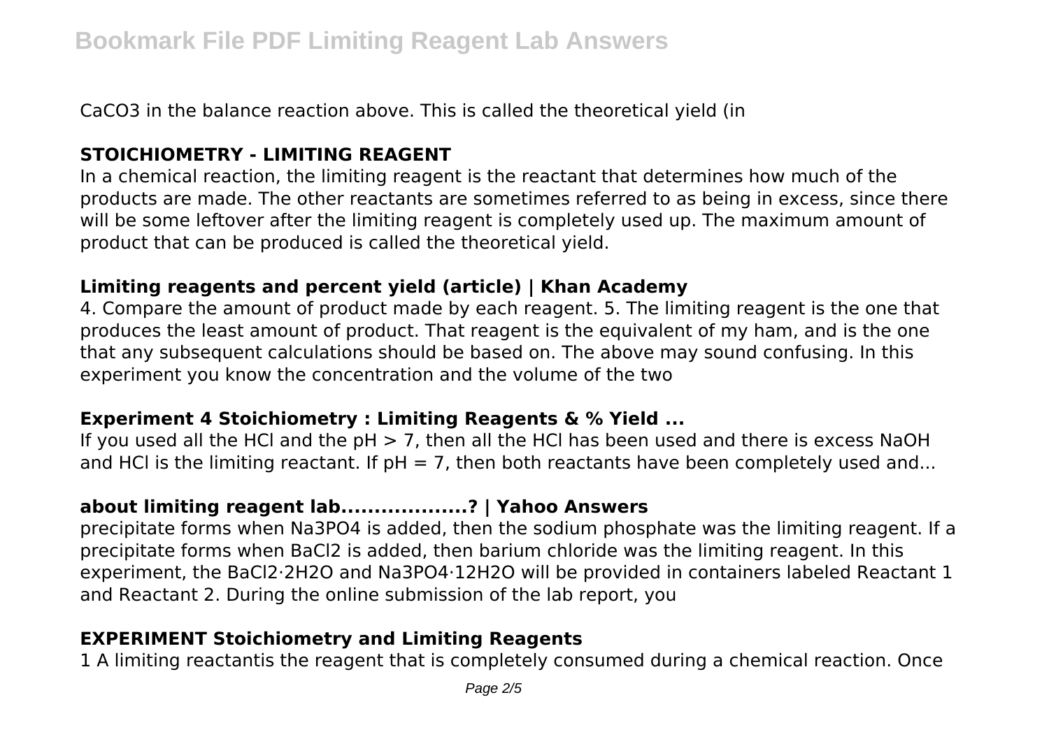CaCO3 in the balance reaction above. This is called the theoretical yield (in

### STOICHIOMETRY - LIMITING REAGENT

In a chemical reaction, the limiting reagent is the reactant that determines how much of the products are made. The other reactants are sometimes referred to as being in excess, since there will be some leftover after the limiting reagent is completely used up. The maximum amount of product that can be produced is called the theoretical yield.

### Limiting reagents and percent yield (article) | Khan Academy

4. Compare the amount of product made by each reagent. 5. The limiting reagent is the one that produces the least amount of product. That reagent is the equivalent of my ham, and is the one that any subsequent calculations should be based on. The above may sound confusing. In this experiment you know the concentration and the volume of the two

### Experiment 4 Stoichiometry : Limiting Reagents & % Yield ...

If you used all the HCl and the pH > 7, then all the HCl has been used and there is excess NaOH and HCl is the limiting reactant. If pH = 7, then both reactants have been completely used and...

### about limiting reagent lab...................? | Yahoo Answers

precipitate forms when $Na_3PO_4$ is added, then the sodium phosphate was the limiting reagent. If a precipitate forms when $BaCl_2$ is added, then barium chloride was the limiting reagent. In this experiment, the $BaCl_2 \cdot 2H_2O$ and $Na_3PO_4 \cdot 12H_2O$ will be provided in containers labeled Reactant 1 and Reactant 2. During the online submission of the lab report, you

### EXPERIMENT Stoichiometry and Limiting Reagents

1 A limiting reactantis the reagent that is completely consumed during a chemical reaction. Once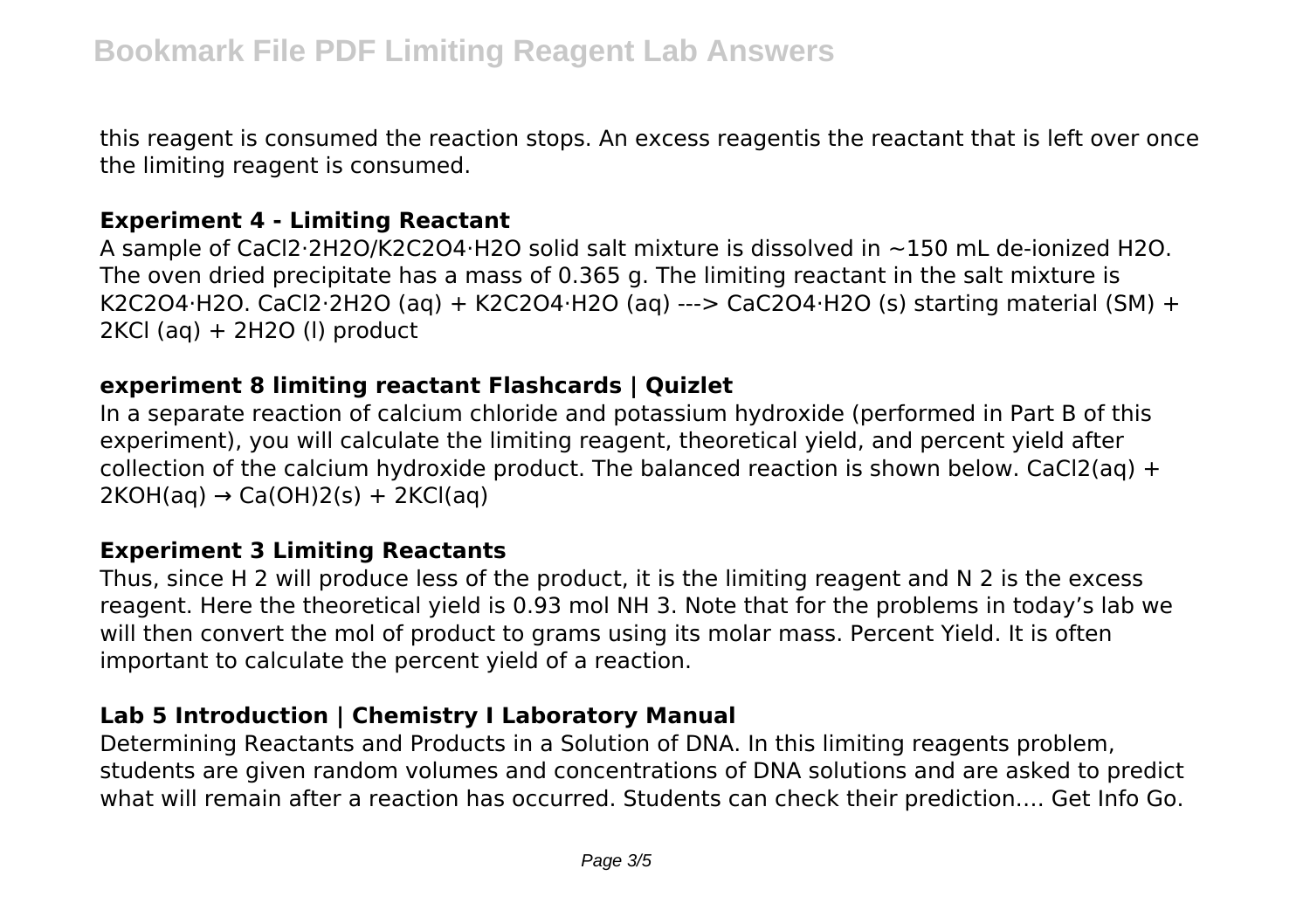this reagent is consumed the reaction stops. An excess reagentis the reactant that is left over once the limiting reagent is consumed.

### Experiment 4 - Limiting Reactant

A sample of $CaCl_2 \cdot 2H_2O$/$K_2C_2O_4 \cdot H_2O$ solid salt mixture is dissolved in ~150 mL de-ionized $H_2O$. The oven dried precipitate has a mass of 0.365 g. The limiting reactant in the salt mixture is $K_2C_2O_4 \cdot H_2O$. $CaCl_2 \cdot 2H_2O$ (aq) + $K_2C_2O_4 \cdot H_2O$ (aq) ---> $CaC_2O_4 \cdot H_2O$ (s) starting material (SM) + 2KCl (aq) + $2H_2O$ (l) product

### experiment 8 limiting reactant Flashcards | Quizlet

In a separate reaction of calcium chloride and potassium hydroxide (performed in Part B of this experiment), you will calculate the limiting reagent, theoretical yield, and percent yield after collection of the calcium hydroxide product. The balanced reaction is shown below. $CaCl_2(aq) + 2KOH(aq) \rightarrow Ca(OH)_2(s) + 2KCl(aq)$

### Experiment 3 Limiting Reactants

Thus, since $H_2$ will produce less of the product, it is the limiting reagent and $N_2$ is the excess reagent. Here the theoretical yield is 0.93 mol $NH_3$. Note that for the problems in today's lab we will then convert the mol of product to grams using its molar mass. Percent Yield. It is often important to calculate the percent yield of a reaction.

### Lab 5 Introduction | Chemistry I Laboratory Manual

Determining Reactants and Products in a Solution of DNA. In this limiting reagents problem, students are given random volumes and concentrations of DNA solutions and are asked to predict what will remain after a reaction has occurred. Students can check their prediction…. Get Info Go.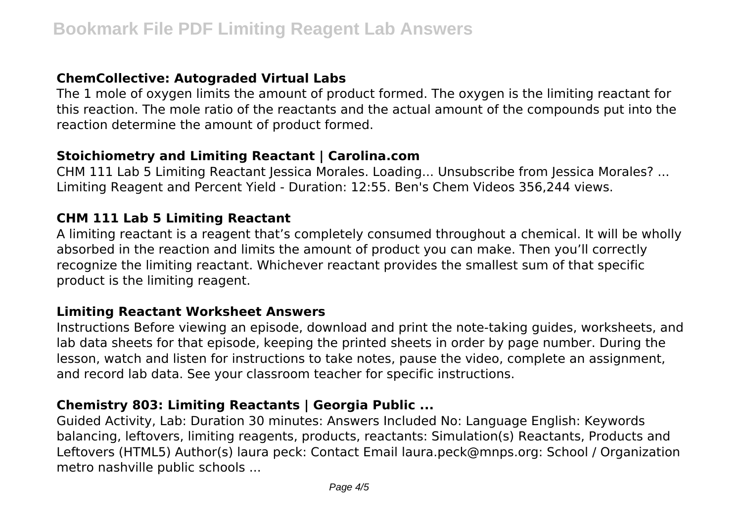### ChemCollective: Autograded Virtual Labs

The 1 mole of oxygen limits the amount of product formed. The oxygen is the limiting reactant for this reaction. The mole ratio of the reactants and the actual amount of the compounds put into the reaction determine the amount of product formed.

### Stoichiometry and Limiting Reactant | Carolina.com

CHM 111 Lab 5 Limiting Reactant Jessica Morales. Loading... Unsubscribe from Jessica Morales? ... Limiting Reagent and Percent Yield - Duration: 12:55. Ben's Chem Videos 356,244 views.

### CHM 111 Lab 5 Limiting Reactant

A limiting reactant is a reagent that's completely consumed throughout a chemical. It will be wholly absorbed in the reaction and limits the amount of product you can make. Then you'll correctly recognize the limiting reactant. Whichever reactant provides the smallest sum of that specific product is the limiting reagent.

### Limiting Reactant Worksheet Answers

Instructions Before viewing an episode, download and print the note-taking guides, worksheets, and lab data sheets for that episode, keeping the printed sheets in order by page number. During the lesson, watch and listen for instructions to take notes, pause the video, complete an assignment, and record lab data. See your classroom teacher for specific instructions.

### Chemistry 803: Limiting Reactants | Georgia Public ...

Guided Activity, Lab: Duration 30 minutes: Answers Included No: Language English: Keywords balancing, leftovers, limiting reagents, products, reactants: Simulation(s) Reactants, Products and Leftovers (HTML5) Author(s) laura peck: Contact Email laura.peck@mnps.org: School / Organization metro nashville public schools ...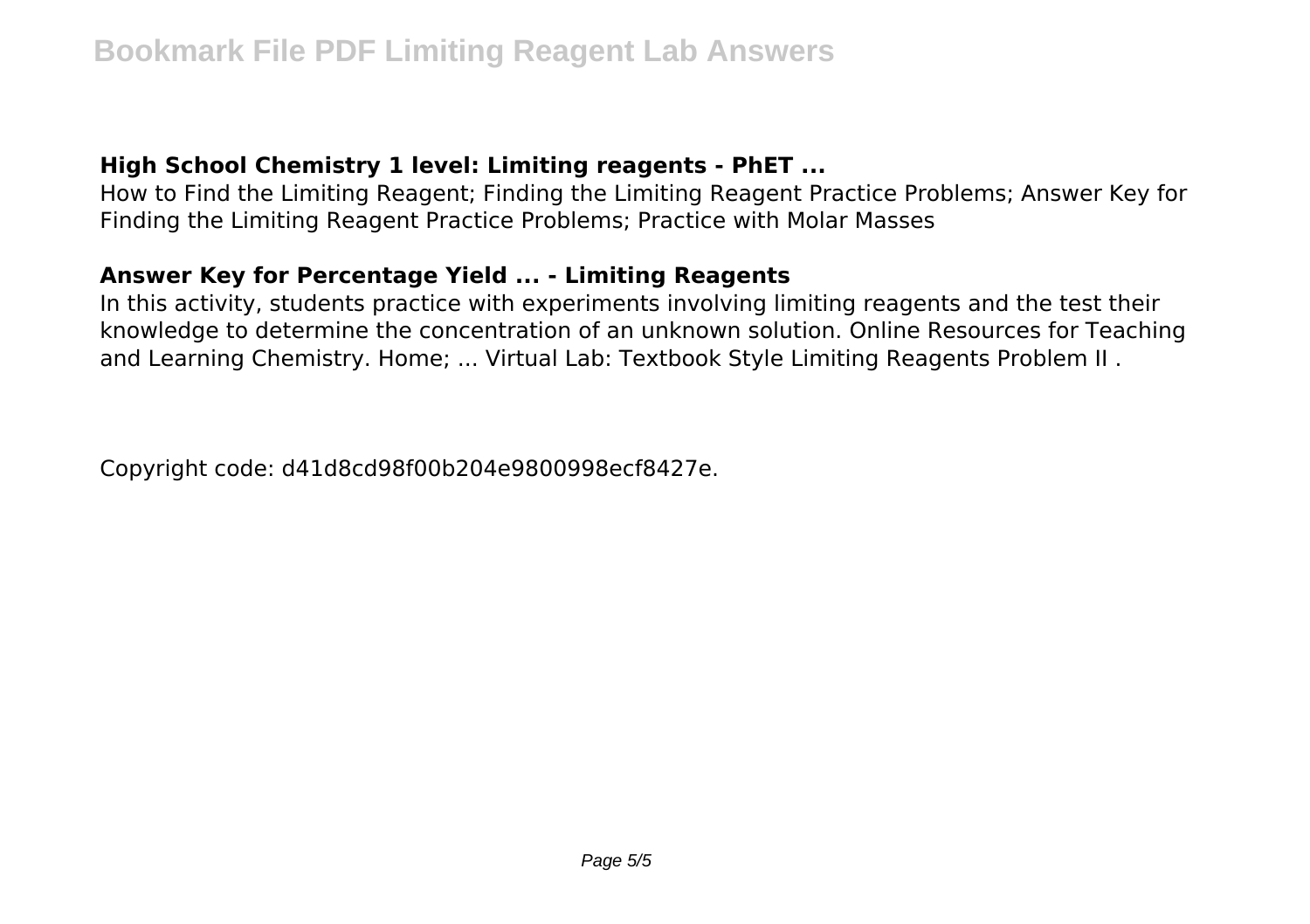### High School Chemistry 1 level: Limiting reagents - PhET ...

How to Find the Limiting Reagent; Finding the Limiting Reagent Practice Problems; Answer Key for Finding the Limiting Reagent Practice Problems; Practice with Molar Masses

### Answer Key for Percentage Yield ... - Limiting Reagents

In this activity, students practice with experiments involving limiting reagents and the test their knowledge to determine the concentration of an unknown solution. Online Resources for Teaching and Learning Chemistry. Home; ... Virtual Lab: Textbook Style Limiting Reagents Problem II .

Copyright code: d41d8cd98f00b204e9800998ecf8427e.